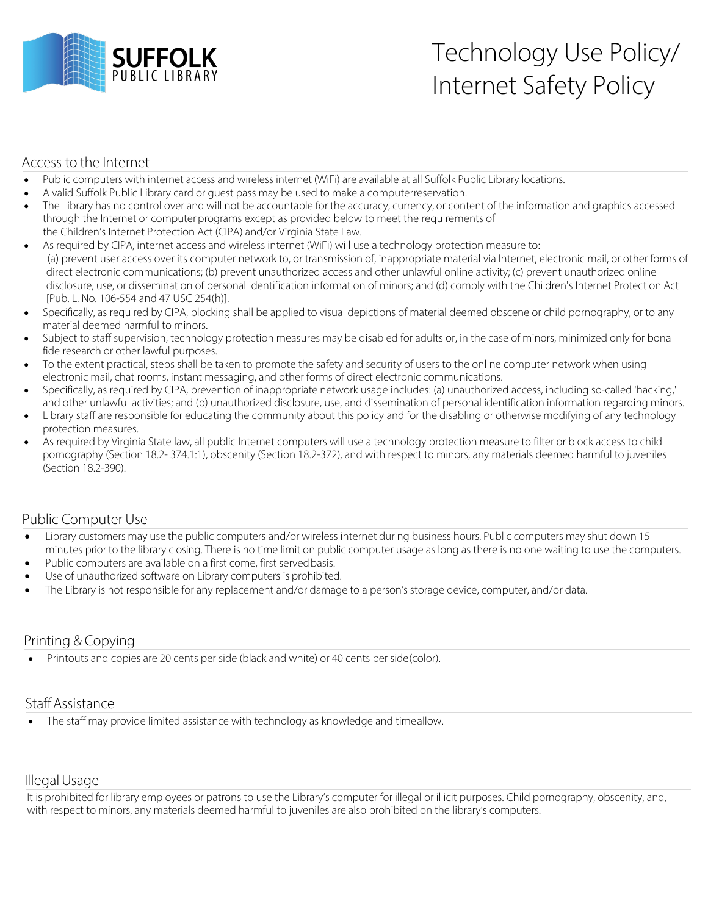# Technology Use Policy/ Internet Safety Policy

## Access to the Internet

- Public computers with internet access and wireless internet (WiFi) are available at all Suffolk Public Library locations.
- A valid Suffolk Public Library card or guest pass may be used to make a computer reservation.
- The Library has no control over and will not be accountable for the accuracy, currency, or content of the information and graphics accessed through the Internet or computer programs except as provided below to meet the requirements of the Children's Internet Protection Act (CIPA) and/or Virginia State Law.
- As required by CIPA, internet access and wireless internet (WiFi) will use a technology protection measure to: (a) prevent user access over its computer network to, or transmission of, inappropriate material via Internet, electronic mail, or other forms of direct electronic communications; (b) prevent unauthorized access and other unlawful online activity; (c) prevent unauthorized online disclosure, use, or dissemination of personal identification information of minors; and (d) comply with the Children's Internet Protection Act [Pub. L. No. 106-554 and 47 USC 254(h)].
- Specifically, as required by CIPA, blocking shall be applied to visual depictions of material deemed obscene or child pornography, or to any material deemed harmful to minors.
- Subject to staff supervision, technology protection measures may be disabled for adults or, in the case of minors, minimized only for bona fide research or other lawful purposes.
- To the extent practical, steps shall be taken to promote the safety and security of users to the online computer network when using electronic mail, chat rooms, instant messaging, and other forms of direct electronic communications.
- Specifically, as required by CIPA, prevention of inappropriate network usage includes: (a) unauthorized access, including so-called 'hacking,' and other unlawful activities; and (b) unauthorized disclosure, use, and dissemination of personal identification information regarding minors.
- Library staff are responsible for educating the community about this policy and for the disabling or otherwise modifying of any technology protection measures.
- As required by Virginia State law, all public Internet computers will use a technology protection measure to filter or block access to child pornography (Section 18.2- 374.1:1), obscenity (Section 18.2-372), and with respect to minors, any materials deemed harmful to juveniles (Section 18.2-390).

## Public Computer Use

- Library customers may use the public computers and/or wireless internet during business hours. Public computers may shut down 15 minutes prior to the library closing. There is no time limit on public computer usage as long as there is no one waiting to use the computers.
- Public computers are available on a first come, first served basis.
- Use of unauthorized software on Library computers is prohibited.
- The Library is not responsible for any replacement and/or damage to a person's storage device, computer, and/or data.

## Printing & Copying

- Printouts and copies are 20 cents per side (black and white) or 40 cents per side (color).

## Staff Assistance

- The staff may provide limited assistance with technology as knowledge and time allow.

## Illegal Usage

It is prohibited for library employees or patrons to use the Library's computer for illegal or illicit purposes. Child pornography, obscenity, and, with respect to minors, any materials deemed harmful to juveniles are also prohibited on the library's computers.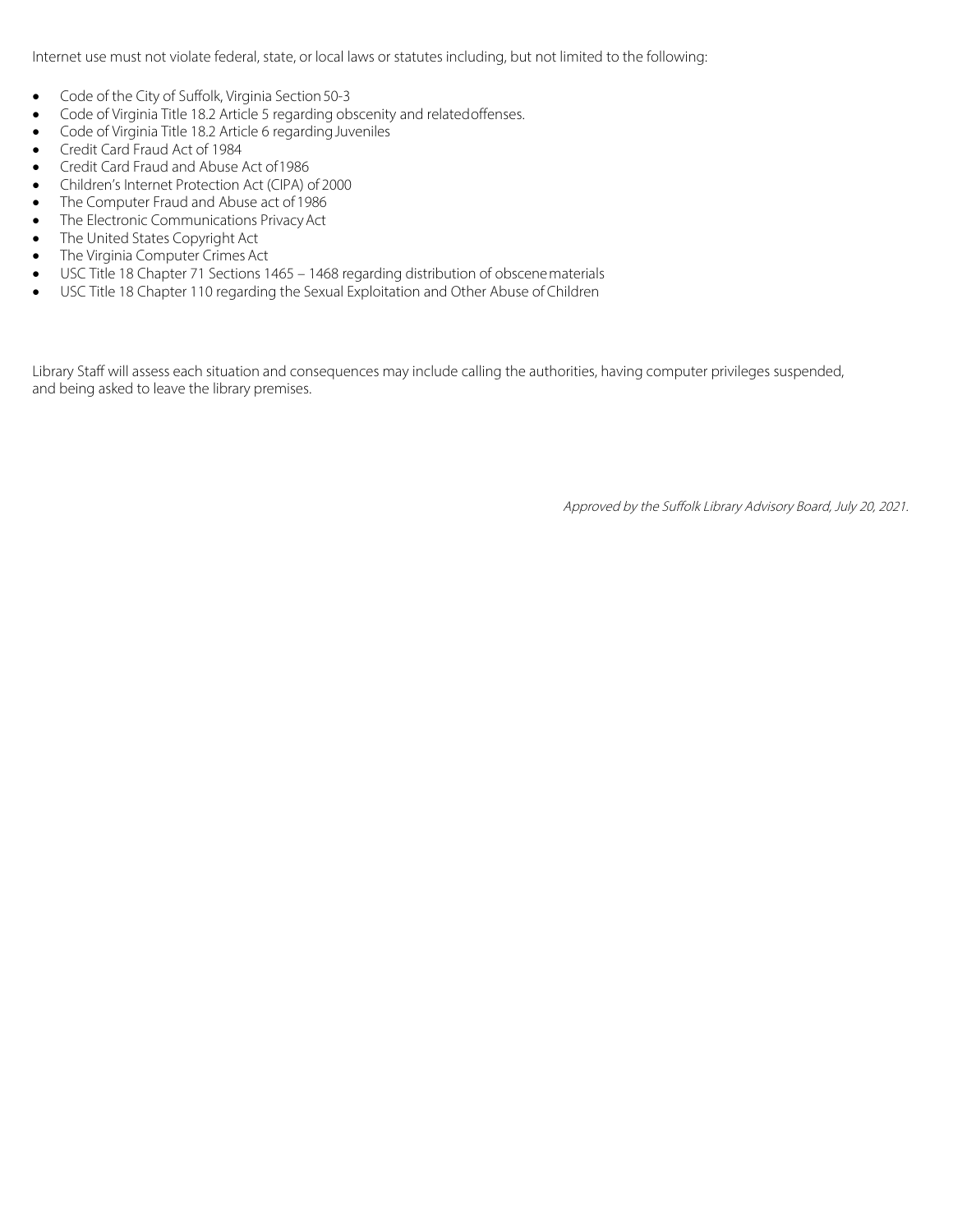Internet use must not violate federal, state, or local laws or statutes including, but not limited to the following:

- Code of the City of Suffolk, Virginia Section 50-3
- Code of Virginia Title 18.2 Article 5 regarding obscenity and related offenses.
- Code of Virginia Title 18.2 Article 6 regarding Juveniles
- Credit Card Fraud Act of 1984
- Credit Card Fraud and Abuse Act of 1986
- Children's Internet Protection Act (CIPA) of 2000
- The Computer Fraud and Abuse act of 1986
- The Electronic Communications Privacy Act
- The United States Copyright Act
- The Virginia Computer Crimes Act
- USC Title 18 Chapter 71 Sections 1465 – 1468 regarding distribution of obscene materials
- USC Title 18 Chapter 110 regarding the Sexual Exploitation and Other Abuse of Children

Library Staff will assess each situation and consequences may include calling the authorities, having computer privileges suspended, and being asked to leave the library premises.

*Approved by the Suffolk Library Advisory Board, July 20, 2021.*